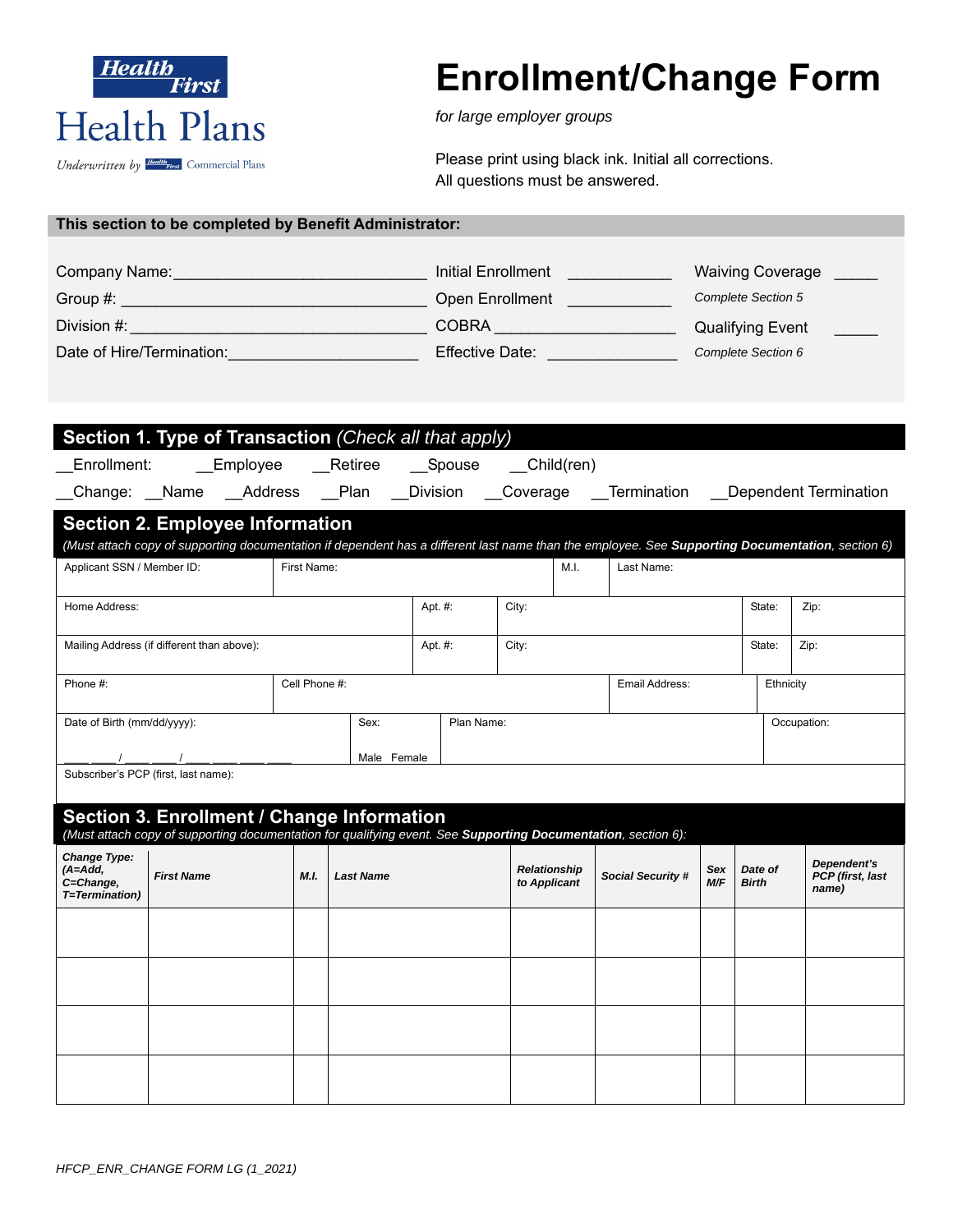Health First Health Plans

*Underwritten by Health First Commercial Plans*

# Enrollment/Change Form

*for large employer groups*

Please print using black ink. Initial all corrections.
All questions must be answered.

**This section to be completed by Benefit Administrator:**

Company Name:_____________________________ Initial Enrollment ___________ Waiving Coverage _____
*Complete Section 5*

Group #: ___________________________________ Open Enrollment ___________

Division #: _________________________________ COBRA ____________________ Qualifying Event _____
*Complete Section 6*

Date of Hire/Termination:_____________________ Effective Date: ______________

## Section 1. Type of Transaction *(Check all that apply)*

__Enrollment: __Employee __Retiree __Spouse __Child(ren)

__Change: __Name __Address __Plan __Division __Coverage __Termination __Dependent Termination

## Section 2. Employee Information

*(Must attach copy of supporting documentation if dependent has a different last name than the employee. See **Supporting Documentation**, section 6)*

| Applicant SSN / Member ID: | First Name: | M.I. | Last Name: |
|---|---|---|---|
| | | | |

| Home Address: | Apt. #: | City: | State: | Zip: |
|---|---|---|---|---|
| | | | | |
| **Mailing Address (if different than above):** | **Apt. #:** | **City:** | **State:** | **Zip:** |
| | | | | |

| Phone #: | Cell Phone #: | Email Address: | Ethnicity |
|---|---|---|---|
| | | | |

| Date of Birth (mm/dd/yyyy): | Sex: | Plan Name: | Occupation: |
|---|---|---|---|
| ___ ___ / ___ ___ / ___ ___ ___ ___ | Male Female | | |

Subscriber's PCP (first, last name):

## Section 3. Enrollment / Change Information

*(Must attach copy of supporting documentation for qualifying event. See **Supporting Documentation**, section 6):*

| ***Change Type: (A=Add, C=Change, T=Termination)*** | ***First Name*** | ***M.I.*** | ***Last Name*** | ***Relationship to Applicant*** | ***Social Security #*** | ***Sex M/F*** | ***Date of Birth*** | ***Dependent's PCP (first, last name)*** |
|---|---|---|---|---|---|---|---|---|
| | | | | | | | | |
| | | | | | | | | |
| | | | | | | | | |
| | | | | | | | | |

*HFCP_ENR_CHANGE FORM LG (1_2021)*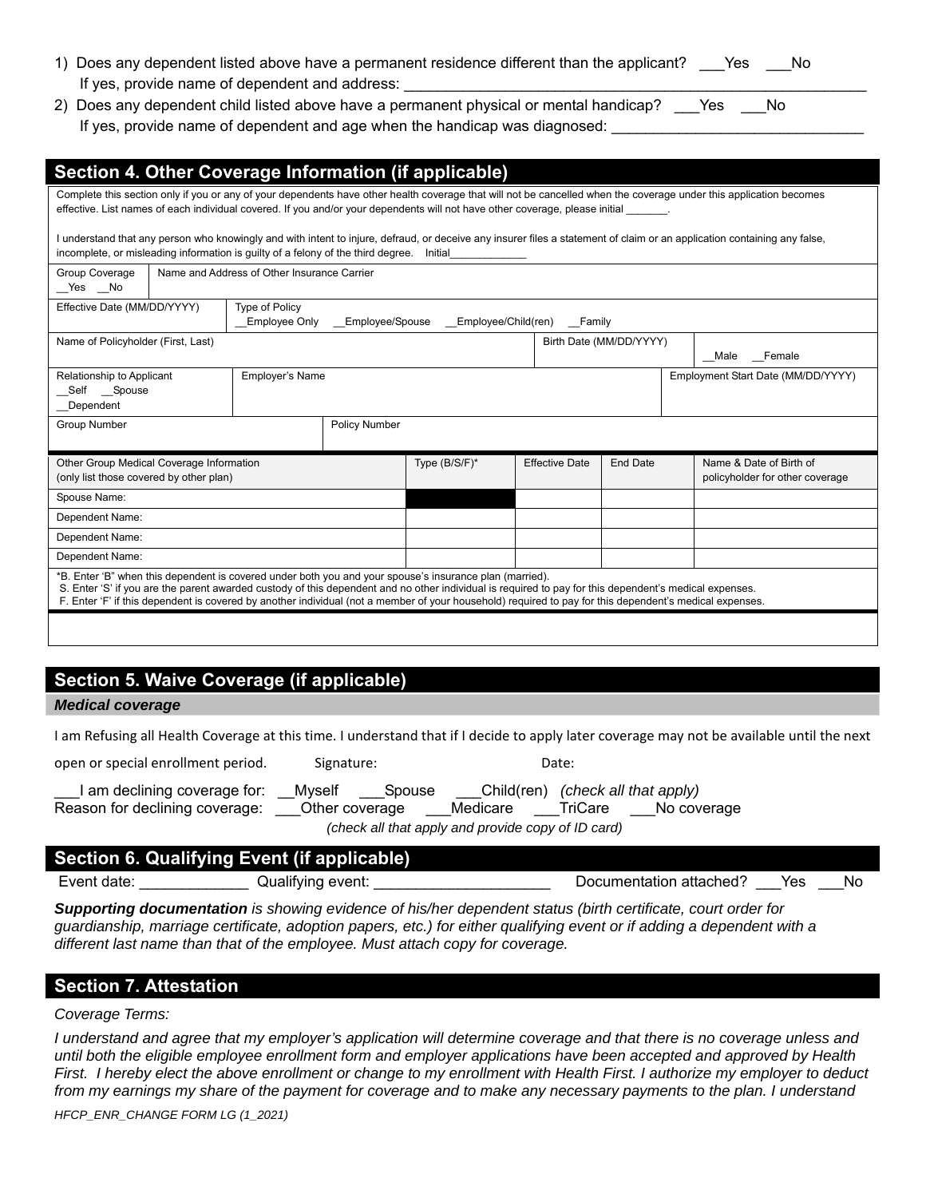1) Does any dependent listed above have a permanent residence different than the applicant? ___Yes ___No
   If yes, provide name of dependent and address: ______________________________________________________

2) Does any dependent child listed above have a permanent physical or mental handicap? ___Yes ___No
   If yes, provide name of dependent and age when the handicap was diagnosed: ______________________________

## Section 4. Other Coverage Information (if applicable)

Complete this section only if you or any of your dependents have other health coverage that will not be cancelled when the coverage under this application becomes effective. List names of each individual covered. If you and/or your dependents will not have other coverage, please initial _______.

I understand that any person who knowingly and with intent to injure, defraud, or deceive any insurer files a statement of claim or an application containing any false, incomplete, or misleading information is guilty of a felony of the third degree. Initial____________

| Group Coverage __Yes __No | Name and Address of Other Insurance Carrier | | |
|---|---|---|---|
| Effective Date (MM/DD/YYYY) | Type of Policy __Employee Only __Employee/Spouse __Employee/Child(ren) __Family | | |
| Name of Policyholder (First, Last) | | Birth Date (MM/DD/YYYY) | __Male __Female |
| Relationship to Applicant __Self __Spouse __Dependent | Employer's Name | | Employment Start Date (MM/DD/YYYY) |
| Group Number | Policy Number | | |

| Other Group Medical Coverage Information (only list those covered by other plan) | Type (B/S/F)* | Effective Date | End Date | Name & Date of Birth of policyholder for other coverage |
|---|---|---|---|---|
| Spouse Name: | | | | |
| Dependent Name: | | | | |
| Dependent Name: | | | | |
| Dependent Name: | | | | |

*B. Enter 'B" when this dependent is covered under both you and your spouse's insurance plan (married).
S. Enter 'S' if you are the parent awarded custody of this dependent and no other individual is required to pay for this dependent's medical expenses.
F. Enter 'F' if this dependent is covered by another individual (not a member of your household) required to pay for this dependent's medical expenses.

## Section 5. Waive Coverage (if applicable)

***Medical coverage***

I am Refusing all Health Coverage at this time. I understand that if I decide to apply later coverage may not be available until the next open or special enrollment period. Signature: Date:

___I am declining coverage for: __Myself ___Spouse ___Child(ren) *(check all that apply)*
Reason for declining coverage: ___Other coverage ___Medicare ___TriCare ___No coverage
*(check all that apply and provide copy of ID card)*

## Section 6. Qualifying Event (if applicable)

Event date: ____________ Qualifying event: ____________________ Documentation attached? ___Yes ___No

***Supporting documentation** is showing evidence of his/her dependent status (birth certificate, court order for guardianship, marriage certificate, adoption papers, etc.) for either qualifying event or if adding a dependent with a different last name than that of the employee. Must attach copy for coverage.*

## Section 7. Attestation

*Coverage Terms:*

*I understand and agree that my employer's application will determine coverage and that there is no coverage unless and until both the eligible employee enrollment form and employer applications have been accepted and approved by Health First. I hereby elect the above enrollment or change to my enrollment with Health First. I authorize my employer to deduct from my earnings my share of the payment for coverage and to make any necessary payments to the plan. I understand*

*HFCP_ENR_CHANGE FORM LG (1_2021)*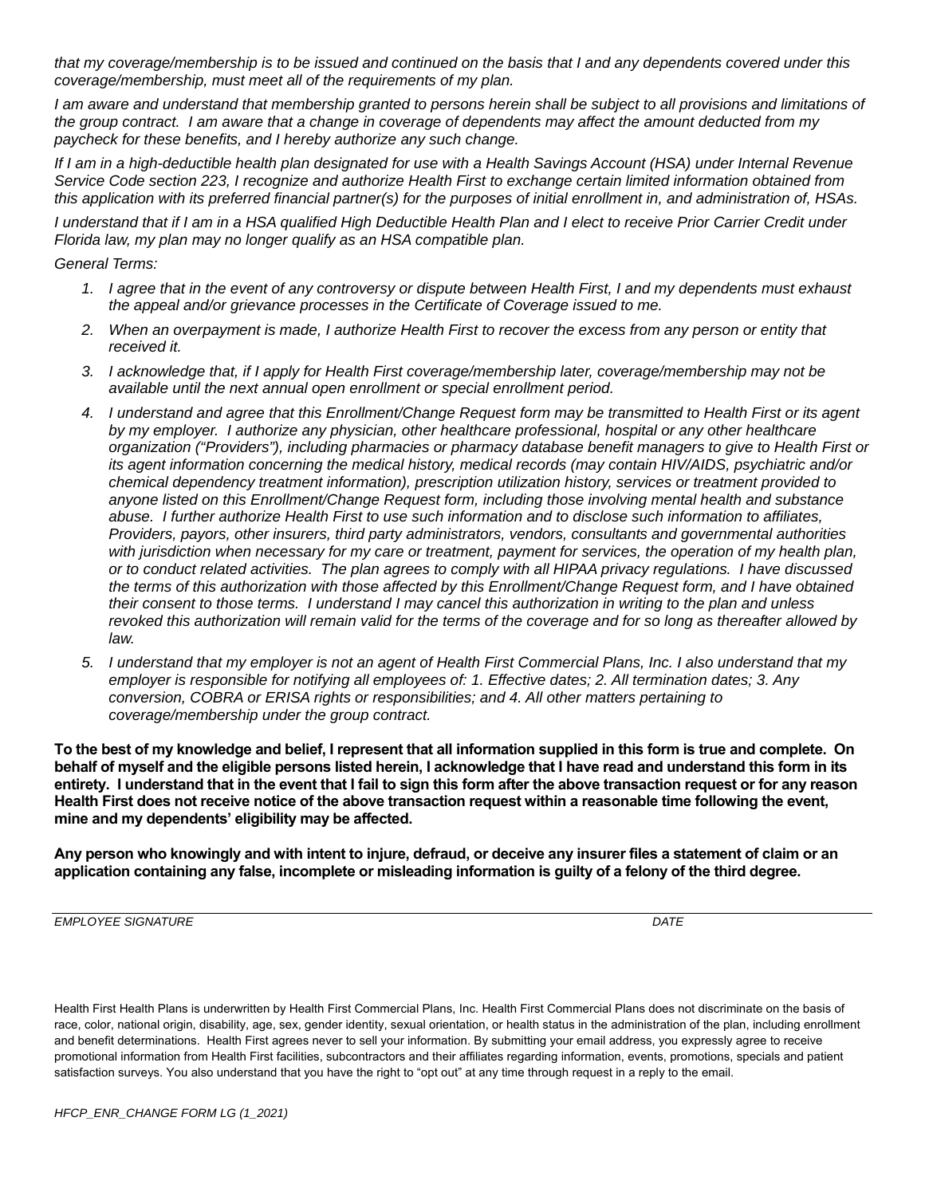*that my coverage/membership is to be issued and continued on the basis that I and any dependents covered under this coverage/membership, must meet all of the requirements of my plan.*

*I am aware and understand that membership granted to persons herein shall be subject to all provisions and limitations of the group contract. I am aware that a change in coverage of dependents may affect the amount deducted from my paycheck for these benefits, and I hereby authorize any such change.*

*If I am in a high-deductible health plan designated for use with a Health Savings Account (HSA) under Internal Revenue Service Code section 223, I recognize and authorize Health First to exchange certain limited information obtained from this application with its preferred financial partner(s) for the purposes of initial enrollment in, and administration of, HSAs.*

*I understand that if I am in a HSA qualified High Deductible Health Plan and I elect to receive Prior Carrier Credit under Florida law, my plan may no longer qualify as an HSA compatible plan.*

*General Terms:*

1. *I agree that in the event of any controversy or dispute between Health First, I and my dependents must exhaust the appeal and/or grievance processes in the Certificate of Coverage issued to me.*
2. *When an overpayment is made, I authorize Health First to recover the excess from any person or entity that received it.*
3. *I acknowledge that, if I apply for Health First coverage/membership later, coverage/membership may not be available until the next annual open enrollment or special enrollment period.*
4. *I understand and agree that this Enrollment/Change Request form may be transmitted to Health First or its agent by my employer. I authorize any physician, other healthcare professional, hospital or any other healthcare organization ("Providers"), including pharmacies or pharmacy database benefit managers to give to Health First or its agent information concerning the medical history, medical records (may contain HIV/AIDS, psychiatric and/or chemical dependency treatment information), prescription utilization history, services or treatment provided to anyone listed on this Enrollment/Change Request form, including those involving mental health and substance abuse. I further authorize Health First to use such information and to disclose such information to affiliates, Providers, payors, other insurers, third party administrators, vendors, consultants and governmental authorities with jurisdiction when necessary for my care or treatment, payment for services, the operation of my health plan, or to conduct related activities. The plan agrees to comply with all HIPAA privacy regulations. I have discussed the terms of this authorization with those affected by this Enrollment/Change Request form, and I have obtained their consent to those terms. I understand I may cancel this authorization in writing to the plan and unless revoked this authorization will remain valid for the terms of the coverage and for so long as thereafter allowed by law.*
5. *I understand that my employer is not an agent of Health First Commercial Plans, Inc. I also understand that my employer is responsible for notifying all employees of: 1. Effective dates; 2. All termination dates; 3. Any conversion, COBRA or ERISA rights or responsibilities; and 4. All other matters pertaining to coverage/membership under the group contract.*

**To the best of my knowledge and belief, I represent that all information supplied in this form is true and complete. On behalf of myself and the eligible persons listed herein, I acknowledge that I have read and understand this form in its entirety. I understand that in the event that I fail to sign this form after the above transaction request or for any reason Health First does not receive notice of the above transaction request within a reasonable time following the event, mine and my dependents' eligibility may be affected.**

**Any person who knowingly and with intent to injure, defraud, or deceive any insurer files a statement of claim or an application containing any false, incomplete or misleading information is guilty of a felony of the third degree.**

*EMPLOYEE SIGNATURE* _______________________________ *DATE* ______________

Health First Health Plans is underwritten by Health First Commercial Plans, Inc. Health First Commercial Plans does not discriminate on the basis of race, color, national origin, disability, age, sex, gender identity, sexual orientation, or health status in the administration of the plan, including enrollment and benefit determinations. Health First agrees never to sell your information. By submitting your email address, you expressly agree to receive promotional information from Health First facilities, subcontractors and their affiliates regarding information, events, promotions, specials and patient satisfaction surveys. You also understand that you have the right to "opt out" at any time through request in a reply to the email.

*HFCP_ENR_CHANGE FORM LG (1_2021)*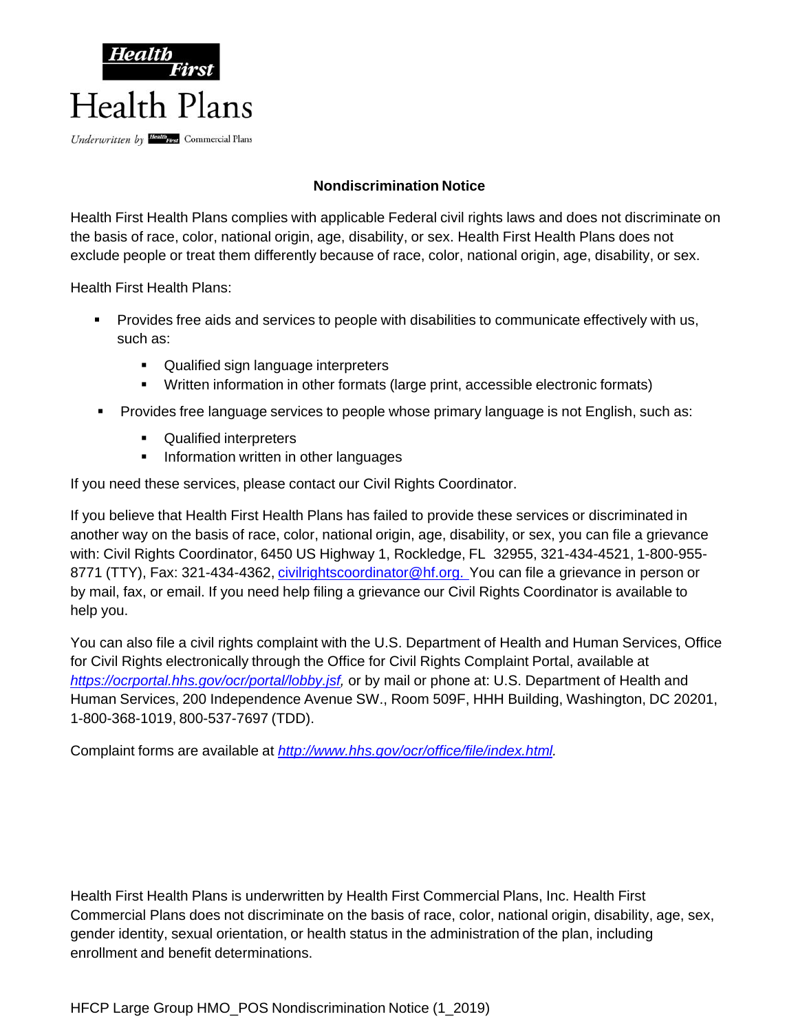Health First

Health Plans

Underwritten by Health First Commercial Plans

## Nondiscrimination Notice

Health First Health Plans complies with applicable Federal civil rights laws and does not discriminate on the basis of race, color, national origin, age, disability, or sex. Health First Health Plans does not exclude people or treat them differently because of race, color, national origin, age, disability, or sex.

Health First Health Plans:

- Provides free aids and services to people with disabilities to communicate effectively with us, such as:
  - Qualified sign language interpreters
  - Written information in other formats (large print, accessible electronic formats)
- Provides free language services to people whose primary language is not English, such as:
  - Qualified interpreters
  - Information written in other languages

If you need these services, please contact our Civil Rights Coordinator.

If you believe that Health First Health Plans has failed to provide these services or discriminated in another way on the basis of race, color, national origin, age, disability, or sex, you can file a grievance with: Civil Rights Coordinator, 6450 US Highway 1, Rockledge, FL 32955, 321-434-4521, 1-800-955-8771 (TTY), Fax: 321-434-4362, civilrightscoordinator@hf.org. You can file a grievance in person or by mail, fax, or email. If you need help filing a grievance our Civil Rights Coordinator is available to help you.

You can also file a civil rights complaint with the U.S. Department of Health and Human Services, Office for Civil Rights electronically through the Office for Civil Rights Complaint Portal, available at *https://ocrportal.hhs.gov/ocr/portal/lobby.jsf,* or by mail or phone at: U.S. Department of Health and Human Services, 200 Independence Avenue SW., Room 509F, HHH Building, Washington, DC 20201, 1-800-368-1019, 800-537-7697 (TDD).

Complaint forms are available at *http://www.hhs.gov/ocr/office/file/index.html.*

Health First Health Plans is underwritten by Health First Commercial Plans, Inc. Health First Commercial Plans does not discriminate on the basis of race, color, national origin, disability, age, sex, gender identity, sexual orientation, or health status in the administration of the plan, including enrollment and benefit determinations.

HFCP Large Group HMO_POS Nondiscrimination Notice (1_2019)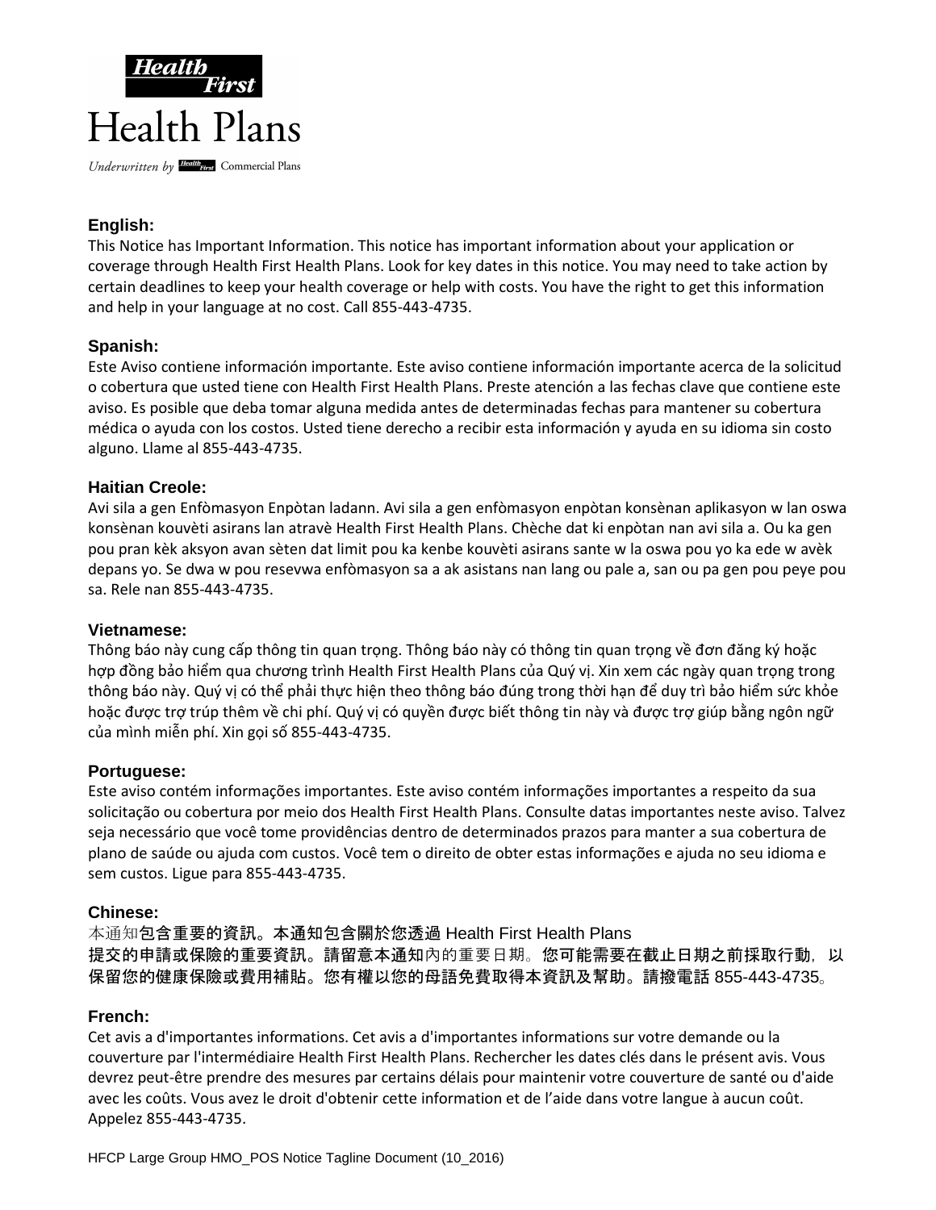**Health First**

# Health Plans

*Underwritten by* Health First Commercial Plans

### English:

This Notice has Important Information. This notice has important information about your application or coverage through Health First Health Plans. Look for key dates in this notice. You may need to take action by certain deadlines to keep your health coverage or help with costs. You have the right to get this information and help in your language at no cost. Call 855-443-4735.

### Spanish:

Este Aviso contiene información importante. Este aviso contiene información importante acerca de la solicitud o cobertura que usted tiene con Health First Health Plans. Preste atención a las fechas clave que contiene este aviso. Es posible que deba tomar alguna medida antes de determinadas fechas para mantener su cobertura médica o ayuda con los costos. Usted tiene derecho a recibir esta información y ayuda en su idioma sin costo alguno. Llame al 855-443-4735.

### Haitian Creole:

Avi sila a gen Enfòmasyon Enpòtan ladann. Avi sila a gen enfòmasyon enpòtan konsènan aplikasyon w lan oswa konsènan kouvèti asirans lan atravè Health First Health Plans. Chèche dat ki enpòtan nan avi sila a. Ou ka gen pou pran kèk aksyon avan sèten dat limit pou ka kenbe kouvèti asirans sante w la oswa pou yo ka ede w avèk depans yo. Se dwa w pou resevwa enfòmasyon sa a ak asistans nan lang ou pale a, san ou pa gen pou peye pou sa. Rele nan 855-443-4735.

### Vietnamese:

Thông báo này cung cấp thông tin quan trọng. Thông báo này có thông tin quan trọng về đơn đăng ký hoặc hợp đồng bảo hiểm qua chương trình Health First Health Plans của Quý vị. Xin xem các ngày quan trọng trong thông báo này. Quý vị có thể phải thực hiện theo thông báo đúng trong thời hạn để duy trì bảo hiểm sức khỏe hoặc được trợ trúp thêm về chi phí. Quý vị có quyền được biết thông tin này và được trợ giúp bằng ngôn ngữ của mình miễn phí. Xin gọi số 855-443-4735.

### Portuguese:

Este aviso contém informações importantes. Este aviso contém informações importantes a respeito da sua solicitação ou cobertura por meio dos Health First Health Plans. Consulte datas importantes neste aviso. Talvez seja necessário que você tome providências dentro de determinados prazos para manter a sua cobertura de plano de saúde ou ajuda com custos. Você tem o direito de obter estas informações e ajuda no seu idioma e sem custos. Ligue para 855-443-4735.

### Chinese:

本通知包含重要的資訊。本通知包含關於您透過 Health First Health Plans 提交的申請或保險的重要資訊。請留意本通知內的重要日期。您可能需要在截止日期之前採取行動，以保留您的健康保險或費用補貼。您有權以您的母語免費取得本資訊及幫助。請撥電話 855-443-4735。

### French:

Cet avis a d'importantes informations. Cet avis a d'importantes informations sur votre demande ou la couverture par l'intermédiaire Health First Health Plans. Rechercher les dates clés dans le présent avis. Vous devrez peut-être prendre des mesures par certains délais pour maintenir votre couverture de santé ou d'aide avec les coûts. Vous avez le droit d'obtenir cette information et de l'aide dans votre langue à aucun coût. Appelez 855-443-4735.

HFCP Large Group HMO_POS Notice Tagline Document (10_2016)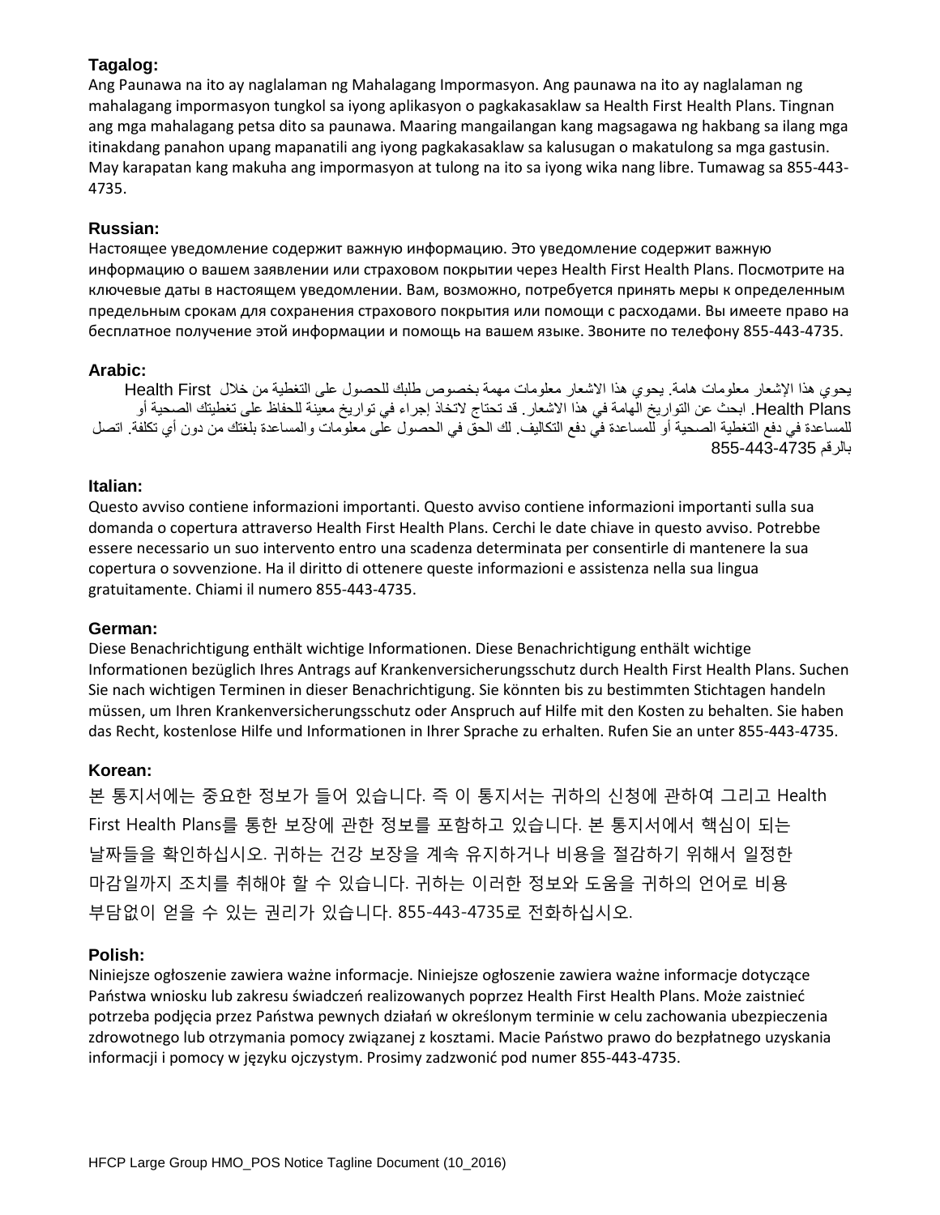**Tagalog:**

Ang Paunawa na ito ay naglalaman ng Mahalagang Impormasyon. Ang paunawa na ito ay naglalaman ng mahalagang impormasyon tungkol sa iyong aplikasyon o pagkakasaklaw sa Health First Health Plans. Tingnan ang mga mahalagang petsa dito sa paunawa. Maaring mangailangan kang magsagawa ng hakbang sa ilang mga itinakdang panahon upang mapanatili ang iyong pagkakasaklaw sa kalusugan o makatulong sa mga gastusin. May karapatan kang makuha ang impormasyon at tulong na ito sa iyong wika nang libre. Tumawag sa 855-443-4735.

**Russian:**

Настоящее уведомление содержит важную информацию. Это уведомление содержит важную информацию о вашем заявлении или страховом покрытии через Health First Health Plans. Посмотрите на ключевые даты в настоящем уведомлении. Вам, возможно, потребуется принять меры к определенным предельным срокам для сохранения страхового покрытия или помощи с расходами. Вы имеете право на бесплатное получение этой информации и помощь на вашем языке. Звоните по телефону 855-443-4735.

**Arabic:**

يحوي هذا الإشعار معلومات هامة. يحوي هذا الاشعار معلومات مهمة بخصوص طلبك للحصول على التغطية من خلال Health First Health Plans. ابحث عن التواريخ الهامة في هذا الاشعار. قد تحتاج لاتخاذ إجراء في تواريخ معينة للحفاظ على تغطيتك الصحية أو للمساعدة في دفع التغطية الصحية أو للمساعدة في دفع التكاليف. لك الحق في الحصول على معلومات والمساعدة بلغتك من دون أي تكلفة. اتصل بالرقم 855-443-4735

**Italian:**

Questo avviso contiene informazioni importanti. Questo avviso contiene informazioni importanti sulla sua domanda o copertura attraverso Health First Health Plans. Cerchi le date chiave in questo avviso. Potrebbe essere necessario un suo intervento entro una scadenza determinata per consentirle di mantenere la sua copertura o sovvenzione. Ha il diritto di ottenere queste informazioni e assistenza nella sua lingua gratuitamente. Chiami il numero 855-443-4735.

**German:**

Diese Benachrichtigung enthält wichtige Informationen. Diese Benachrichtigung enthält wichtige Informationen bezüglich Ihres Antrags auf Krankenversicherungsschutz durch Health First Health Plans. Suchen Sie nach wichtigen Terminen in dieser Benachrichtigung. Sie könnten bis zu bestimmten Stichtagen handeln müssen, um Ihren Krankenversicherungsschutz oder Anspruch auf Hilfe mit den Kosten zu behalten. Sie haben das Recht, kostenlose Hilfe und Informationen in Ihrer Sprache zu erhalten. Rufen Sie an unter 855-443-4735.

**Korean:**

본 통지서에는 중요한 정보가 들어 있습니다. 즉 이 통지서는 귀하의 신청에 관하여 그리고 Health First Health Plans를 통한 보장에 관한 정보를 포함하고 있습니다. 본 통지서에서 핵심이 되는 날짜들을 확인하십시오. 귀하는 건강 보장을 계속 유지하거나 비용을 절감하기 위해서 일정한 마감일까지 조치를 취해야 할 수 있습니다. 귀하는 이러한 정보와 도움을 귀하의 언어로 비용 부담없이 얻을 수 있는 권리가 있습니다. 855-443-4735로 전화하십시오.

**Polish:**

Niniejsze ogłoszenie zawiera ważne informacje. Niniejsze ogłoszenie zawiera ważne informacje dotyczące Państwa wniosku lub zakresu świadczeń realizowanych poprzez Health First Health Plans. Może zaistnieć potrzeba podjęcia przez Państwa pewnych działań w określonym terminie w celu zachowania ubezpieczenia zdrowotnego lub otrzymania pomocy związanej z kosztami. Macie Państwo prawo do bezpłatnego uzyskania informacji i pomocy w języku ojczystym. Prosimy zadzwonić pod numer 855-443-4735.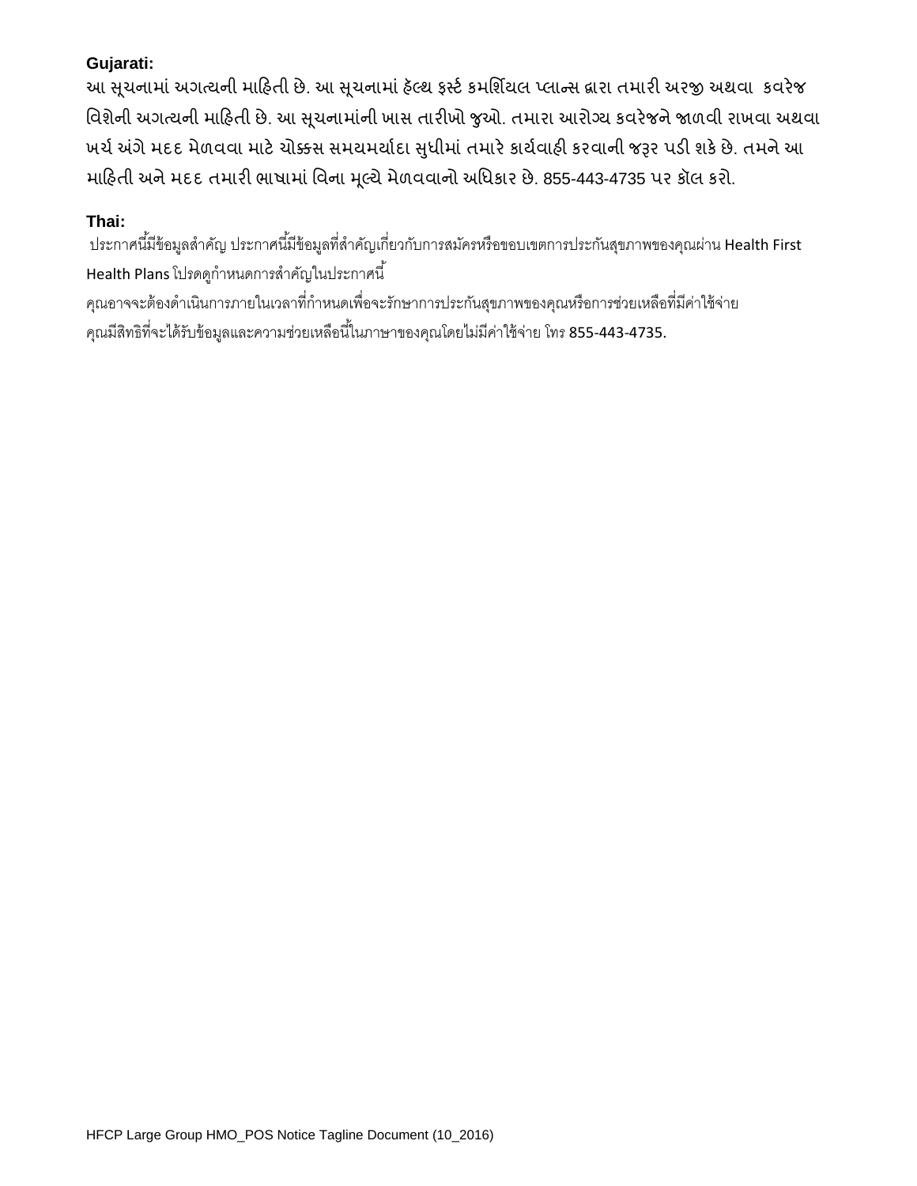**Gujarati:**

આ સૂચનામાં અગત્યની માહિતી છે. આ સૂચનામાં હેલ્થ ફર્સ્ટ કમર્શિયલ પ્લાન્સ દ્વારા તમારી અરજી અથવા કવરેજ વિશેની અગત્યની માહિતી છે. આ સૂચનામાંની ખાસ તારીખો જુઓ. તમારા આરોગ્ય કવરેજને જાળવી રાખવા અથવા ખર્ચ અંગે મદદ મેળવવા માટે ચોક્કસ સમયમર્યાદા સુધીમાં તમારે કાર્યવાહી કરવાની જરૂર પડી શકે છે. તમને આ માહિતી અને મદદ તમારી ભાષામાં વિના મૂલ્યે મેળવવાનો અધિકાર છે. 855-443-4735 પર કૉલ કરો.

**Thai:**

ประกาศนี้มีข้อมูลสำคัญ ประกาศนี้มีข้อมูลที่สำคัญเกี่ยวกับการสมัครหรือขอบเขตการประกันสุขภาพของคุณผ่าน Health First Health Plans โปรดดูกำหนดการสำคัญในประกาศนี้

คุณอาจจะต้องดำเนินการภายในเวลาที่กำหนดเพื่อจะรักษาการประกันสุขภาพของคุณหรือการช่วยเหลือที่มีค่าใช้จ่าย

คุณมีสิทธิที่จะได้รับข้อมูลและความช่วยเหลือนี้ในภาษาของคุณโดยไม่มีค่าใช้จ่าย โทร 855-443-4735.

HFCP Large Group HMO_POS Notice Tagline Document (10_2016)